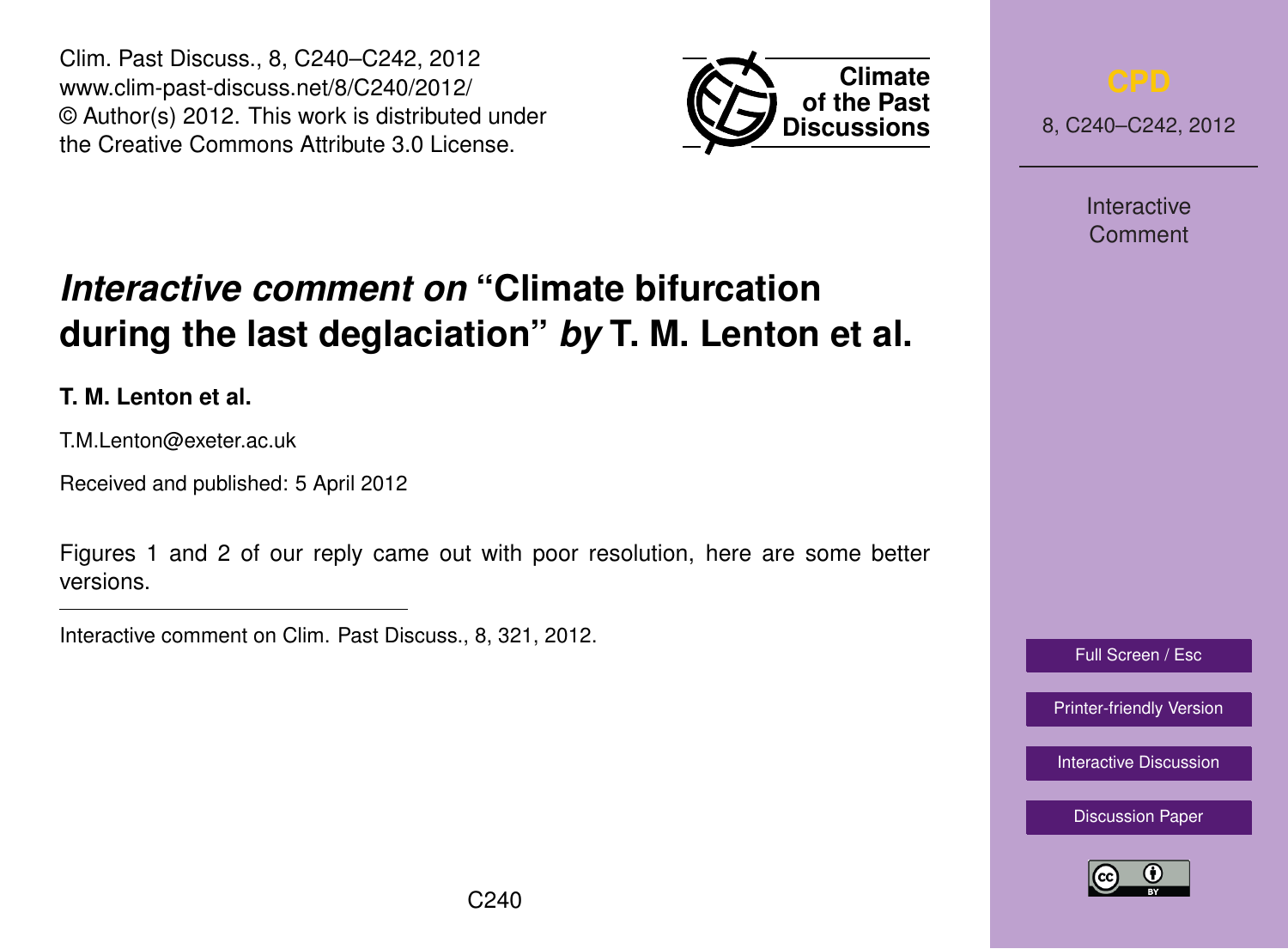Clim. Past Discuss., 8, C240–C242, 2012
www.clim-past-discuss.net/8/C240/2012/
© Author(s) 2012. This work is distributed under the Creative Commons Attribute 3.0 License.

# *Interactive comment on* "Climate bifurcation during the last deglaciation" *by* T. M. Lenton et al.

**T. M. Lenton et al.**

T.M.Lenton@exeter.ac.uk

Received and published: 5 April 2012

Figures 1 and 2 of our reply came out with poor resolution, here are some better versions.

---

Interactive comment on Clim. Past Discuss., 8, 321, 2012.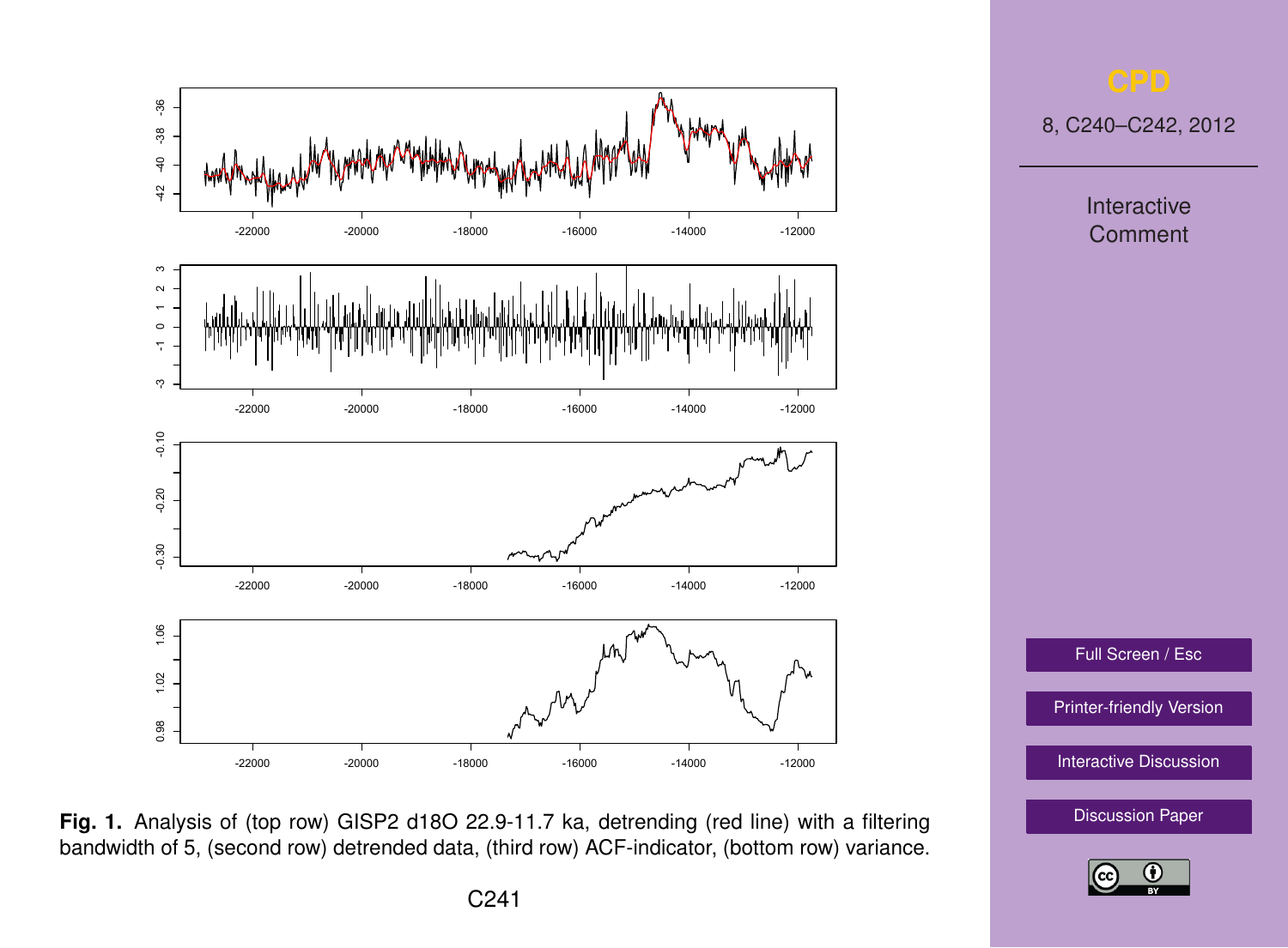**Fig. 1.** Analysis of (top row) GISP2 d18O 22.9-11.7 ka, detrending (red line) with a filtering bandwidth of 5, (second row) detrended data, (third row) ACF-indicator, (bottom row) variance.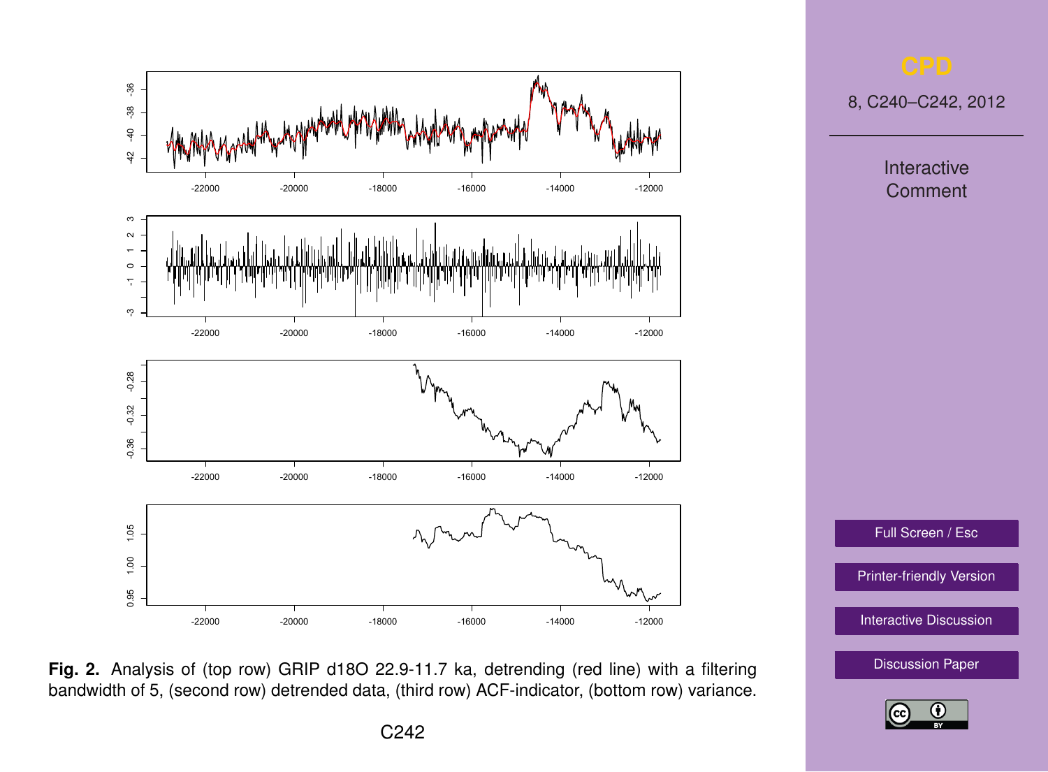-36
-38
-40
-42

-22000 -20000 -18000 -16000 -14000 -12000

3
2
1
0
-1
-3

-22000 -20000 -18000 -16000 -14000 -12000

-0.28
-0.32
-0.36

-22000 -20000 -18000 -16000 -14000 -12000

1.05
1.00
0.95

-22000 -20000 -18000 -16000 -14000 -12000

**Fig. 2.** Analysis of (top row) GRIP d18O 22.9-11.7 ka, detrending (red line) with a filtering bandwidth of 5, (second row) detrended data, (third row) ACF-indicator, (bottom row) variance.